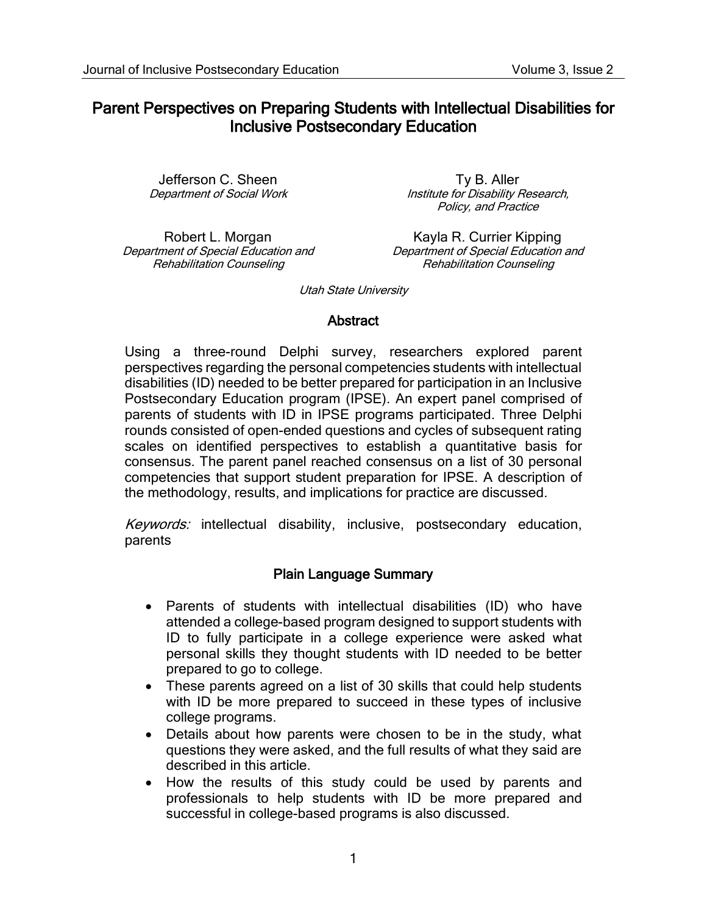# Parent Perspectives on Preparing Students with Intellectual Disabilities for Inclusive Postsecondary Education

Jefferson C. Sheen
*Department of Social Work*

Ty B. Aller
*Institute for Disability Research, Policy, and Practice*

Robert L. Morgan
*Department of Special Education and Rehabilitation Counseling*

Kayla R. Currier Kipping
*Department of Special Education and Rehabilitation Counseling*

*Utah State University*

## Abstract

Using a three-round Delphi survey, researchers explored parent perspectives regarding the personal competencies students with intellectual disabilities (ID) needed to be better prepared for participation in an Inclusive Postsecondary Education program (IPSE). An expert panel comprised of parents of students with ID in IPSE programs participated. Three Delphi rounds consisted of open-ended questions and cycles of subsequent rating scales on identified perspectives to establish a quantitative basis for consensus. The parent panel reached consensus on a list of 30 personal competencies that support student preparation for IPSE. A description of the methodology, results, and implications for practice are discussed.

*Keywords:* intellectual disability, inclusive, postsecondary education, parents

## Plain Language Summary

- Parents of students with intellectual disabilities (ID) who have attended a college-based program designed to support students with ID to fully participate in a college experience were asked what personal skills they thought students with ID needed to be better prepared to go to college.
- These parents agreed on a list of 30 skills that could help students with ID be more prepared to succeed in these types of inclusive college programs.
- Details about how parents were chosen to be in the study, what questions they were asked, and the full results of what they said are described in this article.
- How the results of this study could be used by parents and professionals to help students with ID be more prepared and successful in college-based programs is also discussed.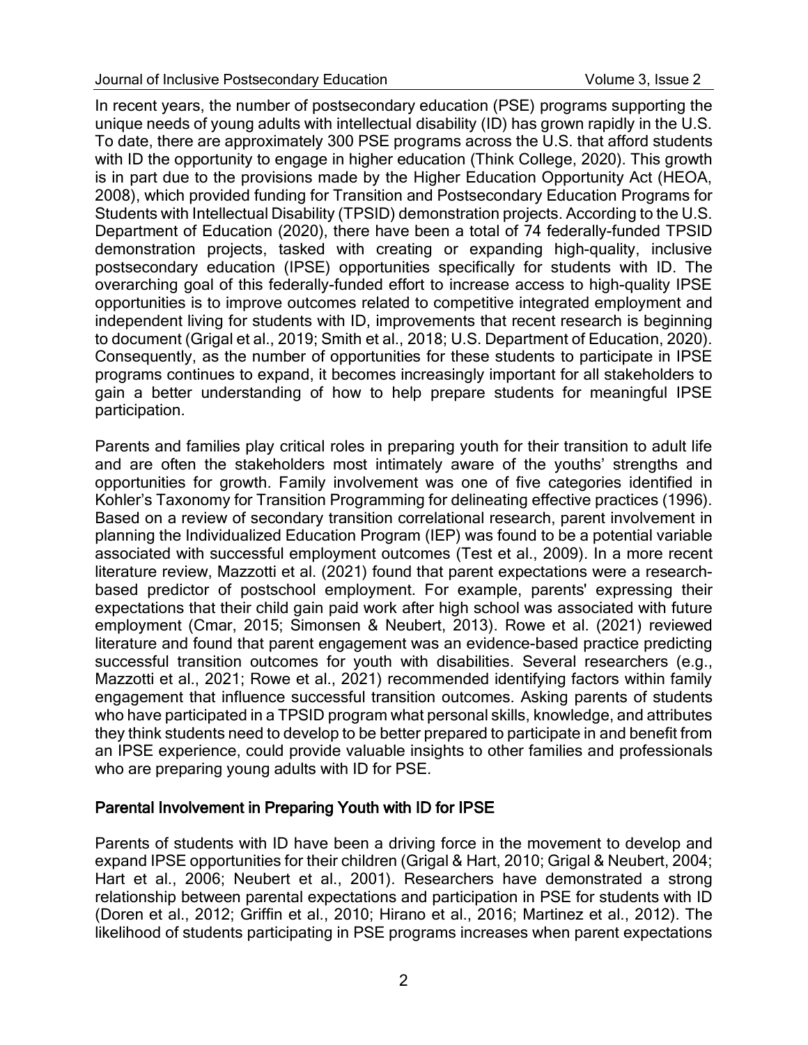In recent years, the number of postsecondary education (PSE) programs supporting the unique needs of young adults with intellectual disability (ID) has grown rapidly in the U.S. To date, there are approximately 300 PSE programs across the U.S. that afford students with ID the opportunity to engage in higher education (Think College, 2020). This growth is in part due to the provisions made by the Higher Education Opportunity Act (HEOA, 2008), which provided funding for Transition and Postsecondary Education Programs for Students with Intellectual Disability (TPSID) demonstration projects. According to the U.S. Department of Education (2020), there have been a total of 74 federally-funded TPSID demonstration projects, tasked with creating or expanding high-quality, inclusive postsecondary education (IPSE) opportunities specifically for students with ID. The overarching goal of this federally-funded effort to increase access to high-quality IPSE opportunities is to improve outcomes related to competitive integrated employment and independent living for students with ID, improvements that recent research is beginning to document (Grigal et al., 2019; Smith et al., 2018; U.S. Department of Education, 2020). Consequently, as the number of opportunities for these students to participate in IPSE programs continues to expand, it becomes increasingly important for all stakeholders to gain a better understanding of how to help prepare students for meaningful IPSE participation.

Parents and families play critical roles in preparing youth for their transition to adult life and are often the stakeholders most intimately aware of the youths' strengths and opportunities for growth. Family involvement was one of five categories identified in Kohler's Taxonomy for Transition Programming for delineating effective practices (1996). Based on a review of secondary transition correlational research, parent involvement in planning the Individualized Education Program (IEP) was found to be a potential variable associated with successful employment outcomes (Test et al., 2009). In a more recent literature review, Mazzotti et al. (2021) found that parent expectations were a research-based predictor of postschool employment. For example, parents' expressing their expectations that their child gain paid work after high school was associated with future employment (Cmar, 2015; Simonsen & Neubert, 2013). Rowe et al. (2021) reviewed literature and found that parent engagement was an evidence-based practice predicting successful transition outcomes for youth with disabilities. Several researchers (e.g., Mazzotti et al., 2021; Rowe et al., 2021) recommended identifying factors within family engagement that influence successful transition outcomes. Asking parents of students who have participated in a TPSID program what personal skills, knowledge, and attributes they think students need to develop to be better prepared to participate in and benefit from an IPSE experience, could provide valuable insights to other families and professionals who are preparing young adults with ID for PSE.

## Parental Involvement in Preparing Youth with ID for IPSE

Parents of students with ID have been a driving force in the movement to develop and expand IPSE opportunities for their children (Grigal & Hart, 2010; Grigal & Neubert, 2004; Hart et al., 2006; Neubert et al., 2001). Researchers have demonstrated a strong relationship between parental expectations and participation in PSE for students with ID (Doren et al., 2012; Griffin et al., 2010; Hirano et al., 2016; Martinez et al., 2012). The likelihood of students participating in PSE programs increases when parent expectations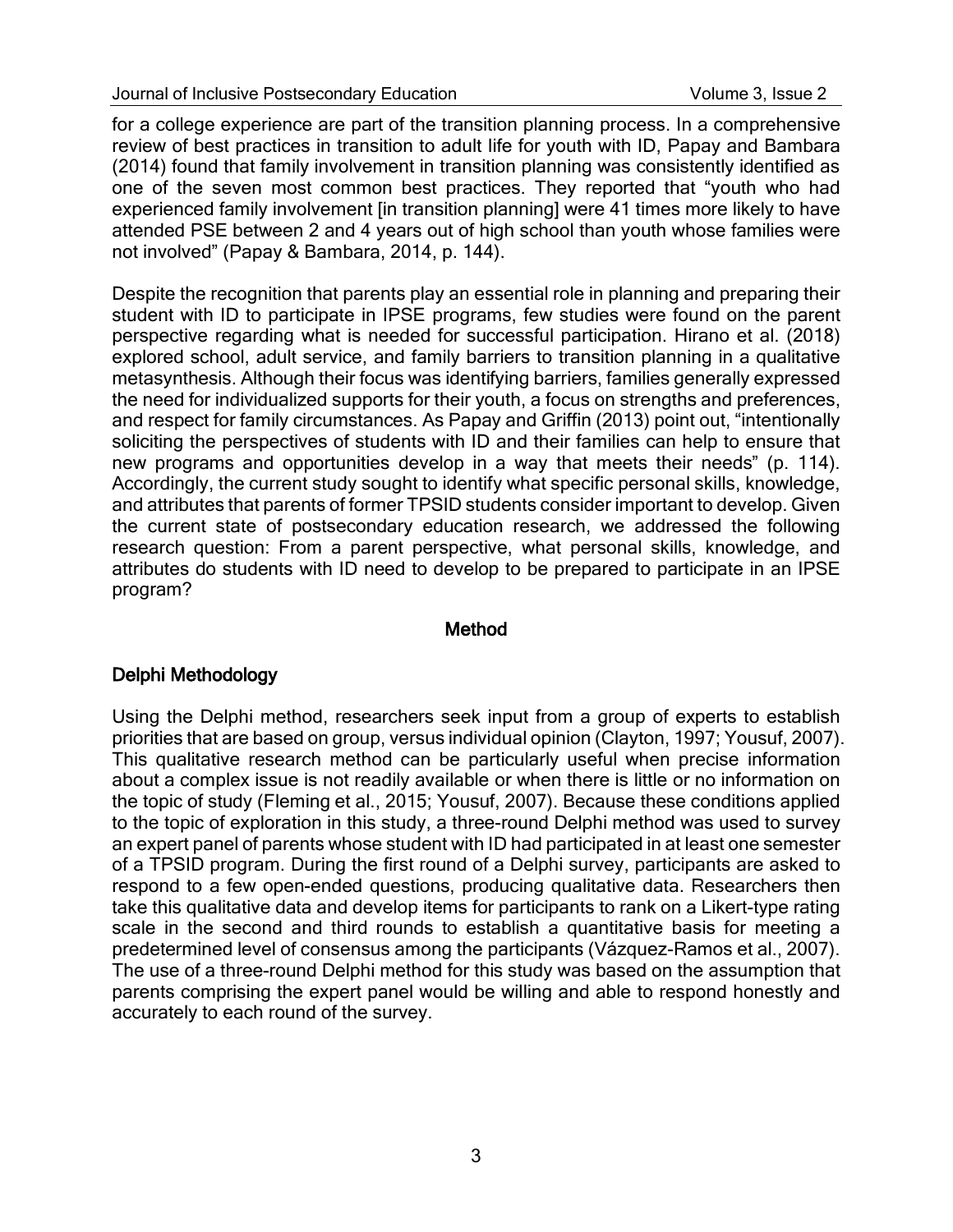for a college experience are part of the transition planning process. In a comprehensive review of best practices in transition to adult life for youth with ID, Papay and Bambara (2014) found that family involvement in transition planning was consistently identified as one of the seven most common best practices. They reported that "youth who had experienced family involvement [in transition planning] were 41 times more likely to have attended PSE between 2 and 4 years out of high school than youth whose families were not involved" (Papay & Bambara, 2014, p. 144).

Despite the recognition that parents play an essential role in planning and preparing their student with ID to participate in IPSE programs, few studies were found on the parent perspective regarding what is needed for successful participation. Hirano et al. (2018) explored school, adult service, and family barriers to transition planning in a qualitative metasynthesis. Although their focus was identifying barriers, families generally expressed the need for individualized supports for their youth, a focus on strengths and preferences, and respect for family circumstances. As Papay and Griffin (2013) point out, "intentionally soliciting the perspectives of students with ID and their families can help to ensure that new programs and opportunities develop in a way that meets their needs" (p. 114). Accordingly, the current study sought to identify what specific personal skills, knowledge, and attributes that parents of former TPSID students consider important to develop. Given the current state of postsecondary education research, we addressed the following research question: From a parent perspective, what personal skills, knowledge, and attributes do students with ID need to develop to be prepared to participate in an IPSE program?

## Method

### Delphi Methodology

Using the Delphi method, researchers seek input from a group of experts to establish priorities that are based on group, versus individual opinion (Clayton, 1997; Yousuf, 2007). This qualitative research method can be particularly useful when precise information about a complex issue is not readily available or when there is little or no information on the topic of study (Fleming et al., 2015; Yousuf, 2007). Because these conditions applied to the topic of exploration in this study, a three-round Delphi method was used to survey an expert panel of parents whose student with ID had participated in at least one semester of a TPSID program. During the first round of a Delphi survey, participants are asked to respond to a few open-ended questions, producing qualitative data. Researchers then take this qualitative data and develop items for participants to rank on a Likert-type rating scale in the second and third rounds to establish a quantitative basis for meeting a predetermined level of consensus among the participants (Vázquez-Ramos et al., 2007). The use of a three-round Delphi method for this study was based on the assumption that parents comprising the expert panel would be willing and able to respond honestly and accurately to each round of the survey.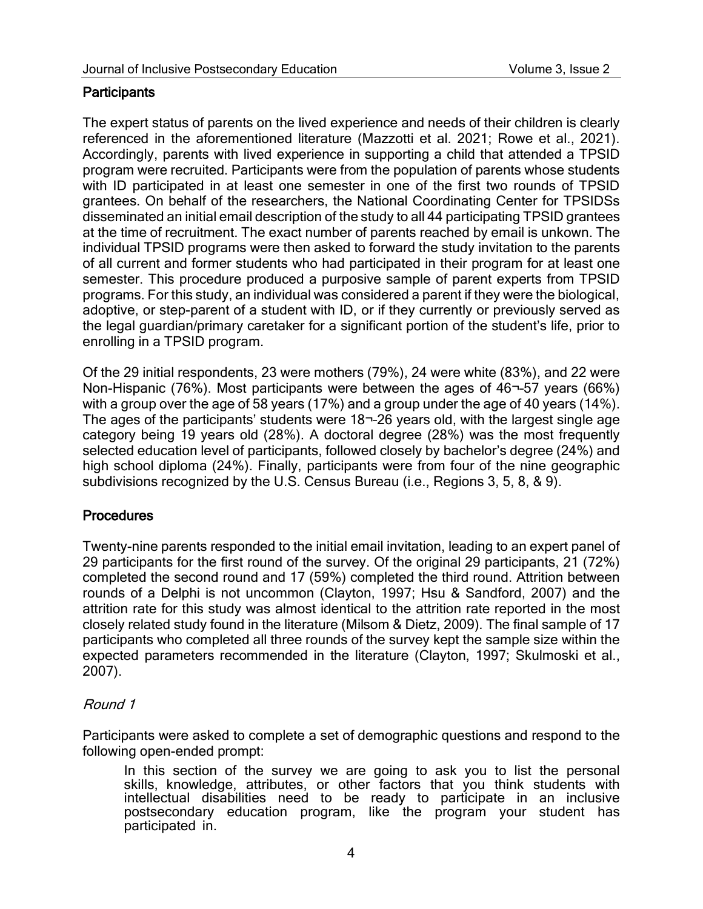## Participants

The expert status of parents on the lived experience and needs of their children is clearly referenced in the aforementioned literature (Mazzotti et al. 2021; Rowe et al., 2021). Accordingly, parents with lived experience in supporting a child that attended a TPSID program were recruited. Participants were from the population of parents whose students with ID participated in at least one semester in one of the first two rounds of TPSID grantees. On behalf of the researchers, the National Coordinating Center for TPSIDSs disseminated an initial email description of the study to all 44 participating TPSID grantees at the time of recruitment. The exact number of parents reached by email is unkown. The individual TPSID programs were then asked to forward the study invitation to the parents of all current and former students who had participated in their program for at least one semester. This procedure produced a purposive sample of parent experts from TPSID programs. For this study, an individual was considered a parent if they were the biological, adoptive, or step-parent of a student with ID, or if they currently or previously served as the legal guardian/primary caretaker for a significant portion of the student's life, prior to enrolling in a TPSID program.

Of the 29 initial respondents, 23 were mothers (79%), 24 were white (83%), and 22 were Non-Hispanic (76%). Most participants were between the ages of 46¬–57 years (66%) with a group over the age of 58 years (17%) and a group under the age of 40 years (14%). The ages of the participants' students were 18¬–26 years old, with the largest single age category being 19 years old (28%). A doctoral degree (28%) was the most frequently selected education level of participants, followed closely by bachelor's degree (24%) and high school diploma (24%). Finally, participants were from four of the nine geographic subdivisions recognized by the U.S. Census Bureau (i.e., Regions 3, 5, 8, & 9).

## Procedures

Twenty-nine parents responded to the initial email invitation, leading to an expert panel of 29 participants for the first round of the survey. Of the original 29 participants, 21 (72%) completed the second round and 17 (59%) completed the third round. Attrition between rounds of a Delphi is not uncommon (Clayton, 1997; Hsu & Sandford, 2007) and the attrition rate for this study was almost identical to the attrition rate reported in the most closely related study found in the literature (Milsom & Dietz, 2009). The final sample of 17 participants who completed all three rounds of the survey kept the sample size within the expected parameters recommended in the literature (Clayton, 1997; Skulmoski et al., 2007).

### *Round 1*

Participants were asked to complete a set of demographic questions and respond to the following open-ended prompt:

> In this section of the survey we are going to ask you to list the personal skills, knowledge, attributes, or other factors that you think students with intellectual disabilities need to be ready to participate in an inclusive postsecondary education program, like the program your student has participated in.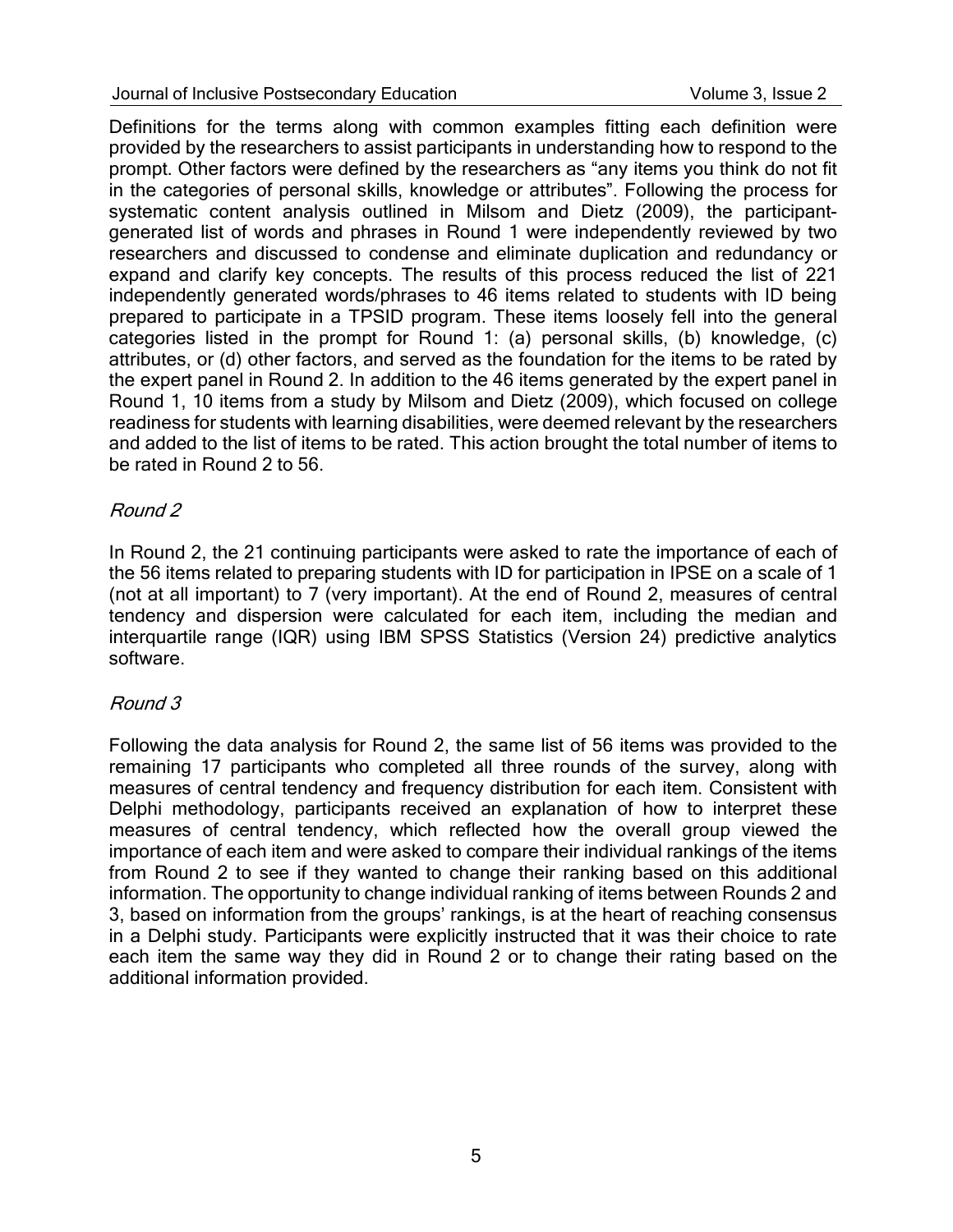Definitions for the terms along with common examples fitting each definition were provided by the researchers to assist participants in understanding how to respond to the prompt. Other factors were defined by the researchers as "any items you think do not fit in the categories of personal skills, knowledge or attributes". Following the process for systematic content analysis outlined in Milsom and Dietz (2009), the participant-generated list of words and phrases in Round 1 were independently reviewed by two researchers and discussed to condense and eliminate duplication and redundancy or expand and clarify key concepts. The results of this process reduced the list of 221 independently generated words/phrases to 46 items related to students with ID being prepared to participate in a TPSID program. These items loosely fell into the general categories listed in the prompt for Round 1: (a) personal skills, (b) knowledge, (c) attributes, or (d) other factors, and served as the foundation for the items to be rated by the expert panel in Round 2. In addition to the 46 items generated by the expert panel in Round 1, 10 items from a study by Milsom and Dietz (2009), which focused on college readiness for students with learning disabilities, were deemed relevant by the researchers and added to the list of items to be rated. This action brought the total number of items to be rated in Round 2 to 56.

*Round 2*

In Round 2, the 21 continuing participants were asked to rate the importance of each of the 56 items related to preparing students with ID for participation in IPSE on a scale of 1 (not at all important) to 7 (very important). At the end of Round 2, measures of central tendency and dispersion were calculated for each item, including the median and interquartile range (IQR) using IBM SPSS Statistics (Version 24) predictive analytics software.

*Round 3*

Following the data analysis for Round 2, the same list of 56 items was provided to the remaining 17 participants who completed all three rounds of the survey, along with measures of central tendency and frequency distribution for each item. Consistent with Delphi methodology, participants received an explanation of how to interpret these measures of central tendency, which reflected how the overall group viewed the importance of each item and were asked to compare their individual rankings of the items from Round 2 to see if they wanted to change their ranking based on this additional information. The opportunity to change individual ranking of items between Rounds 2 and 3, based on information from the groups' rankings, is at the heart of reaching consensus in a Delphi study. Participants were explicitly instructed that it was their choice to rate each item the same way they did in Round 2 or to change their rating based on the additional information provided.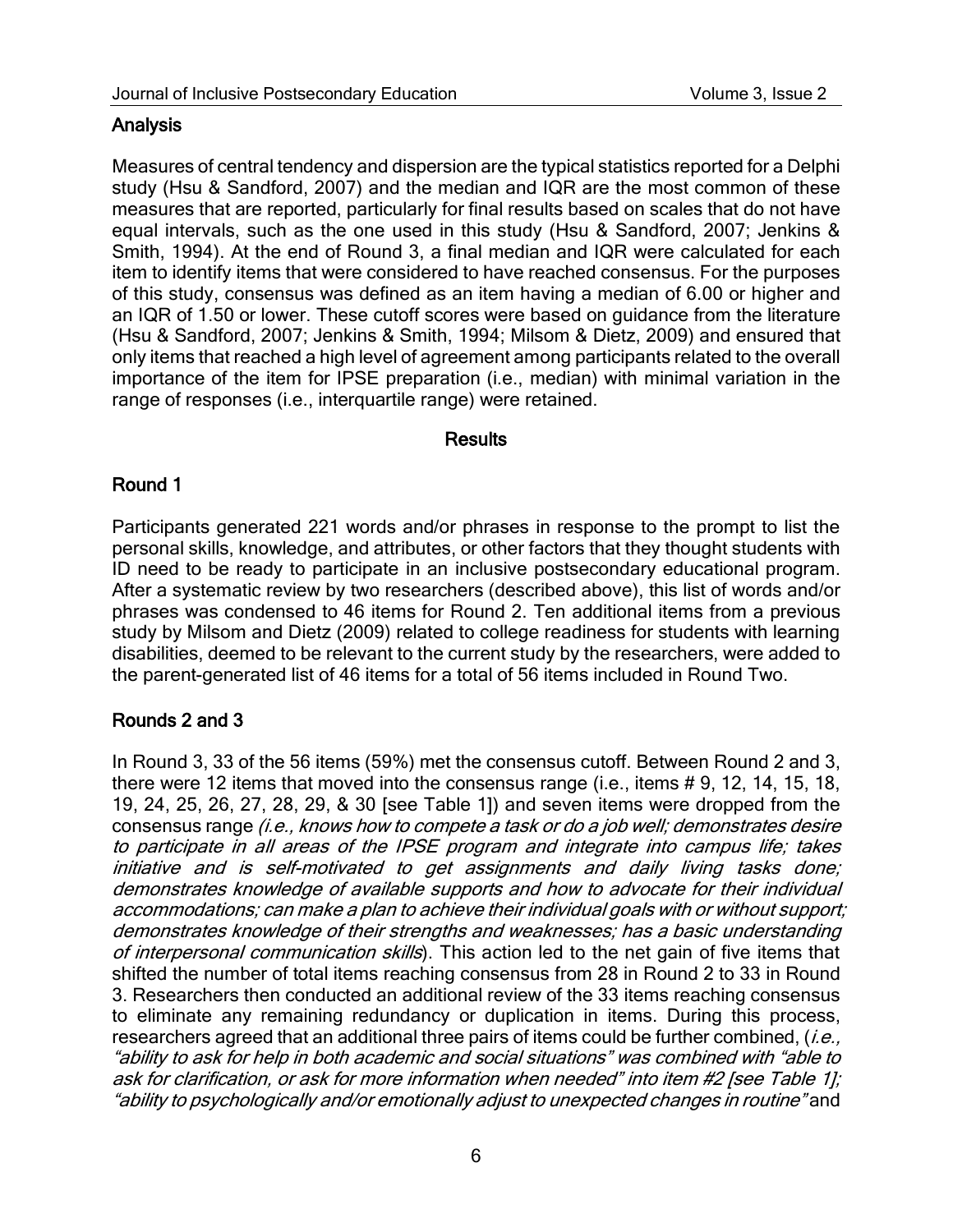## Analysis

Measures of central tendency and dispersion are the typical statistics reported for a Delphi study (Hsu & Sandford, 2007) and the median and IQR are the most common of these measures that are reported, particularly for final results based on scales that do not have equal intervals, such as the one used in this study (Hsu & Sandford, 2007; Jenkins & Smith, 1994). At the end of Round 3, a final median and IQR were calculated for each item to identify items that were considered to have reached consensus. For the purposes of this study, consensus was defined as an item having a median of 6.00 or higher and an IQR of 1.50 or lower. These cutoff scores were based on guidance from the literature (Hsu & Sandford, 2007; Jenkins & Smith, 1994; Milsom & Dietz, 2009) and ensured that only items that reached a high level of agreement among participants related to the overall importance of the item for IPSE preparation (i.e., median) with minimal variation in the range of responses (i.e., interquartile range) were retained.

# Results

## Round 1

Participants generated 221 words and/or phrases in response to the prompt to list the personal skills, knowledge, and attributes, or other factors that they thought students with ID need to be ready to participate in an inclusive postsecondary educational program. After a systematic review by two researchers (described above), this list of words and/or phrases was condensed to 46 items for Round 2. Ten additional items from a previous study by Milsom and Dietz (2009) related to college readiness for students with learning disabilities, deemed to be relevant to the current study by the researchers, were added to the parent-generated list of 46 items for a total of 56 items included in Round Two.

## Rounds 2 and 3

In Round 3, 33 of the 56 items (59%) met the consensus cutoff. Between Round 2 and 3, there were 12 items that moved into the consensus range (i.e., items # 9, 12, 14, 15, 18, 19, 24, 25, 26, 27, 28, 29, & 30 [see Table 1]) and seven items were dropped from the consensus range *(i.e., knows how to compete a task or do a job well; demonstrates desire to participate in all areas of the IPSE program and integrate into campus life; takes initiative and is self-motivated to get assignments and daily living tasks done; demonstrates knowledge of available supports and how to advocate for their individual accommodations; can make a plan to achieve their individual goals with or without support; demonstrates knowledge of their strengths and weaknesses; has a basic understanding of interpersonal communication skills*). This action led to the net gain of five items that shifted the number of total items reaching consensus from 28 in Round 2 to 33 in Round 3. Researchers then conducted an additional review of the 33 items reaching consensus to eliminate any remaining redundancy or duplication in items. During this process, researchers agreed that an additional three pairs of items could be further combined, (*i.e., "ability to ask for help in both academic and social situations" was combined with "able to ask for clarification, or ask for more information when needed" into item #2 [see Table 1]; "ability to psychologically and/or emotionally adjust to unexpected changes in routine"* and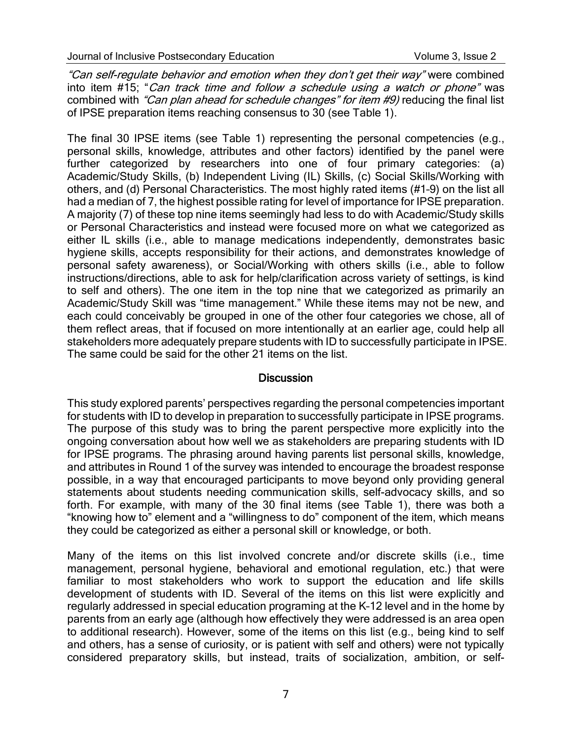*"Can self-regulate behavior and emotion when they don't get their way"* were combined into item #15; "*Can track time and follow a schedule using a watch or phone"* was combined with *"Can plan ahead for schedule changes" for item #9)* reducing the final list of IPSE preparation items reaching consensus to 30 (see Table 1).

The final 30 IPSE items (see Table 1) representing the personal competencies (e.g., personal skills, knowledge, attributes and other factors) identified by the panel were further categorized by researchers into one of four primary categories: (a) Academic/Study Skills, (b) Independent Living (IL) Skills, (c) Social Skills/Working with others, and (d) Personal Characteristics. The most highly rated items (#1-9) on the list all had a median of 7, the highest possible rating for level of importance for IPSE preparation. A majority (7) of these top nine items seemingly had less to do with Academic/Study skills or Personal Characteristics and instead were focused more on what we categorized as either IL skills (i.e., able to manage medications independently, demonstrates basic hygiene skills, accepts responsibility for their actions, and demonstrates knowledge of personal safety awareness), or Social/Working with others skills (i.e., able to follow instructions/directions, able to ask for help/clarification across variety of settings, is kind to self and others). The one item in the top nine that we categorized as primarily an Academic/Study Skill was "time management." While these items may not be new, and each could conceivably be grouped in one of the other four categories we chose, all of them reflect areas, that if focused on more intentionally at an earlier age, could help all stakeholders more adequately prepare students with ID to successfully participate in IPSE. The same could be said for the other 21 items on the list.

## Discussion

This study explored parents' perspectives regarding the personal competencies important for students with ID to develop in preparation to successfully participate in IPSE programs. The purpose of this study was to bring the parent perspective more explicitly into the ongoing conversation about how well we as stakeholders are preparing students with ID for IPSE programs. The phrasing around having parents list personal skills, knowledge, and attributes in Round 1 of the survey was intended to encourage the broadest response possible, in a way that encouraged participants to move beyond only providing general statements about students needing communication skills, self-advocacy skills, and so forth. For example, with many of the 30 final items (see Table 1), there was both a "knowing how to" element and a "willingness to do" component of the item, which means they could be categorized as either a personal skill or knowledge, or both.

Many of the items on this list involved concrete and/or discrete skills (i.e., time management, personal hygiene, behavioral and emotional regulation, etc.) that were familiar to most stakeholders who work to support the education and life skills development of students with ID. Several of the items on this list were explicitly and regularly addressed in special education programing at the K-12 level and in the home by parents from an early age (although how effectively they were addressed is an area open to additional research). However, some of the items on this list (e.g., being kind to self and others, has a sense of curiosity, or is patient with self and others) were not typically considered preparatory skills, but instead, traits of socialization, ambition, or self-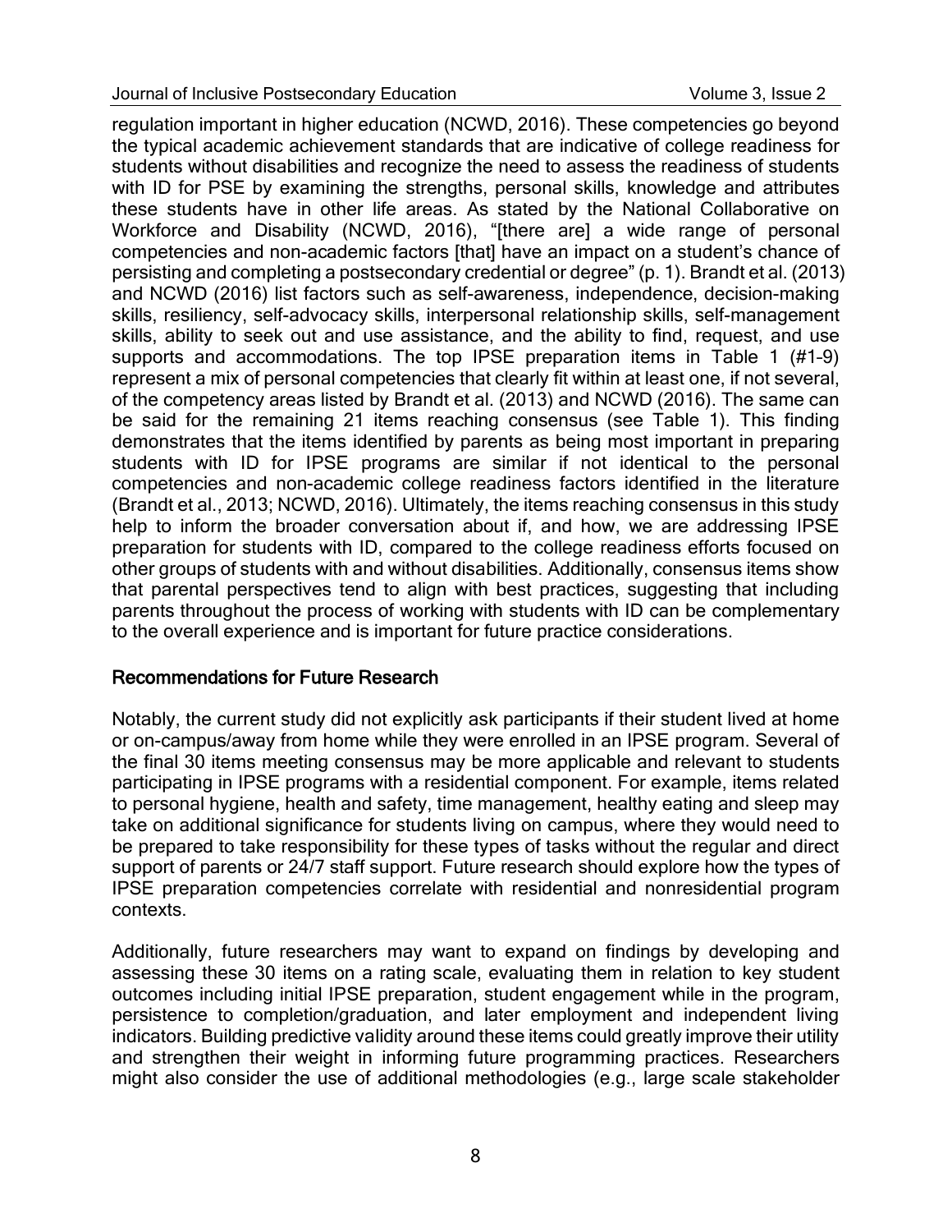regulation important in higher education (NCWD, 2016). These competencies go beyond the typical academic achievement standards that are indicative of college readiness for students without disabilities and recognize the need to assess the readiness of students with ID for PSE by examining the strengths, personal skills, knowledge and attributes these students have in other life areas. As stated by the National Collaborative on Workforce and Disability (NCWD, 2016), "[there are] a wide range of personal competencies and non-academic factors [that] have an impact on a student's chance of persisting and completing a postsecondary credential or degree" (p. 1). Brandt et al. (2013) and NCWD (2016) list factors such as self-awareness, independence, decision-making skills, resiliency, self-advocacy skills, interpersonal relationship skills, self-management skills, ability to seek out and use assistance, and the ability to find, request, and use supports and accommodations. The top IPSE preparation items in Table 1 (#1-9) represent a mix of personal competencies that clearly fit within at least one, if not several, of the competency areas listed by Brandt et al. (2013) and NCWD (2016). The same can be said for the remaining 21 items reaching consensus (see Table 1). This finding demonstrates that the items identified by parents as being most important in preparing students with ID for IPSE programs are similar if not identical to the personal competencies and non-academic college readiness factors identified in the literature (Brandt et al., 2013; NCWD, 2016). Ultimately, the items reaching consensus in this study help to inform the broader conversation about if, and how, we are addressing IPSE preparation for students with ID, compared to the college readiness efforts focused on other groups of students with and without disabilities. Additionally, consensus items show that parental perspectives tend to align with best practices, suggesting that including parents throughout the process of working with students with ID can be complementary to the overall experience and is important for future practice considerations.

## Recommendations for Future Research

Notably, the current study did not explicitly ask participants if their student lived at home or on-campus/away from home while they were enrolled in an IPSE program. Several of the final 30 items meeting consensus may be more applicable and relevant to students participating in IPSE programs with a residential component. For example, items related to personal hygiene, health and safety, time management, healthy eating and sleep may take on additional significance for students living on campus, where they would need to be prepared to take responsibility for these types of tasks without the regular and direct support of parents or 24/7 staff support. Future research should explore how the types of IPSE preparation competencies correlate with residential and nonresidential program contexts.

Additionally, future researchers may want to expand on findings by developing and assessing these 30 items on a rating scale, evaluating them in relation to key student outcomes including initial IPSE preparation, student engagement while in the program, persistence to completion/graduation, and later employment and independent living indicators. Building predictive validity around these items could greatly improve their utility and strengthen their weight in informing future programming practices. Researchers might also consider the use of additional methodologies (e.g., large scale stakeholder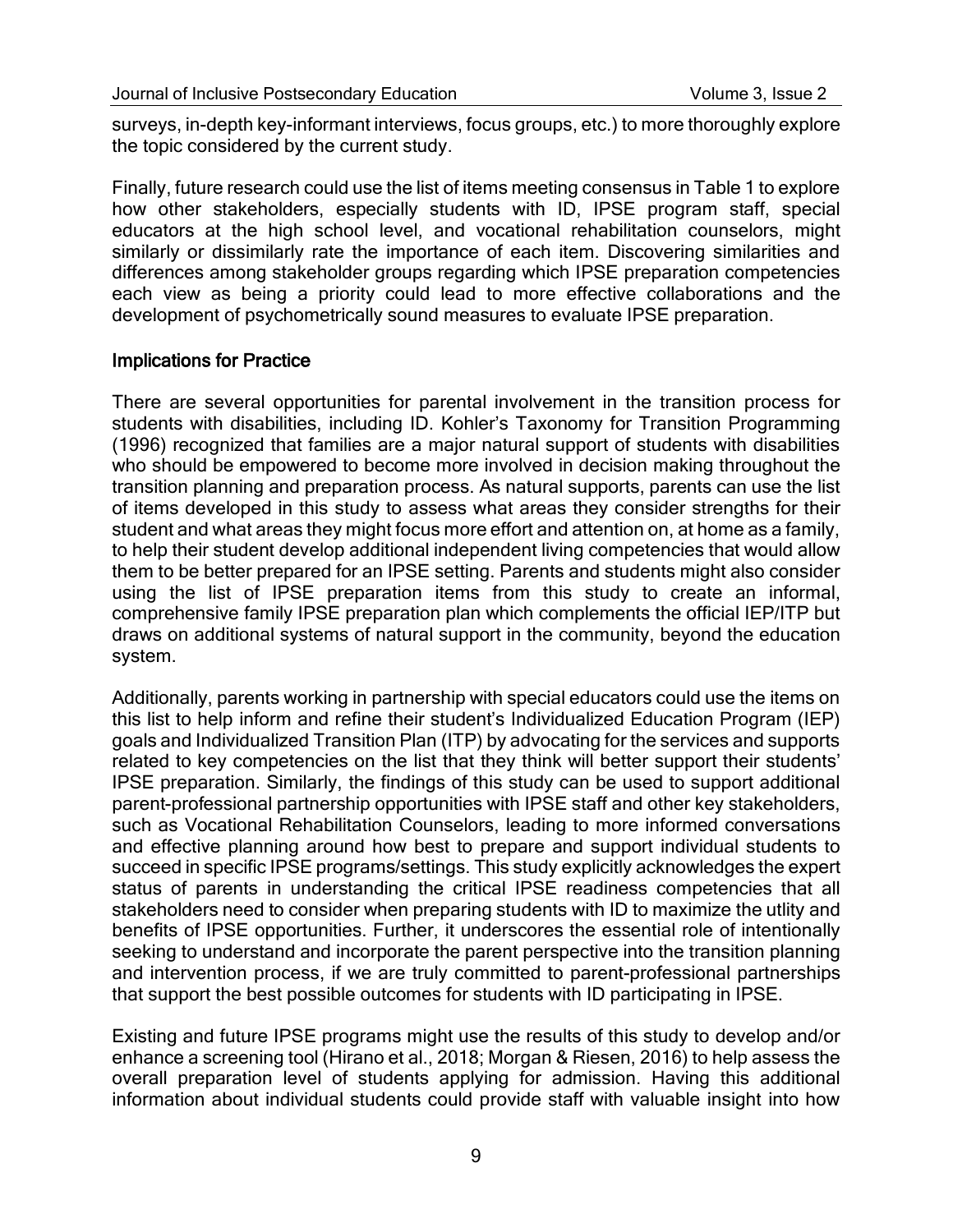surveys, in-depth key-informant interviews, focus groups, etc.) to more thoroughly explore the topic considered by the current study.

Finally, future research could use the list of items meeting consensus in Table 1 to explore how other stakeholders, especially students with ID, IPSE program staff, special educators at the high school level, and vocational rehabilitation counselors, might similarly or dissimilarly rate the importance of each item. Discovering similarities and differences among stakeholder groups regarding which IPSE preparation competencies each view as being a priority could lead to more effective collaborations and the development of psychometrically sound measures to evaluate IPSE preparation.

## Implications for Practice

There are several opportunities for parental involvement in the transition process for students with disabilities, including ID. Kohler's Taxonomy for Transition Programming (1996) recognized that families are a major natural support of students with disabilities who should be empowered to become more involved in decision making throughout the transition planning and preparation process. As natural supports, parents can use the list of items developed in this study to assess what areas they consider strengths for their student and what areas they might focus more effort and attention on, at home as a family, to help their student develop additional independent living competencies that would allow them to be better prepared for an IPSE setting. Parents and students might also consider using the list of IPSE preparation items from this study to create an informal, comprehensive family IPSE preparation plan which complements the official IEP/ITP but draws on additional systems of natural support in the community, beyond the education system.

Additionally, parents working in partnership with special educators could use the items on this list to help inform and refine their student's Individualized Education Program (IEP) goals and Individualized Transition Plan (ITP) by advocating for the services and supports related to key competencies on the list that they think will better support their students' IPSE preparation. Similarly, the findings of this study can be used to support additional parent-professional partnership opportunities with IPSE staff and other key stakeholders, such as Vocational Rehabilitation Counselors, leading to more informed conversations and effective planning around how best to prepare and support individual students to succeed in specific IPSE programs/settings. This study explicitly acknowledges the expert status of parents in understanding the critical IPSE readiness competencies that all stakeholders need to consider when preparing students with ID to maximize the utlity and benefits of IPSE opportunities. Further, it underscores the essential role of intentionally seeking to understand and incorporate the parent perspective into the transition planning and intervention process, if we are truly committed to parent-professional partnerships that support the best possible outcomes for students with ID participating in IPSE.

Existing and future IPSE programs might use the results of this study to develop and/or enhance a screening tool (Hirano et al., 2018; Morgan & Riesen, 2016) to help assess the overall preparation level of students applying for admission. Having this additional information about individual students could provide staff with valuable insight into how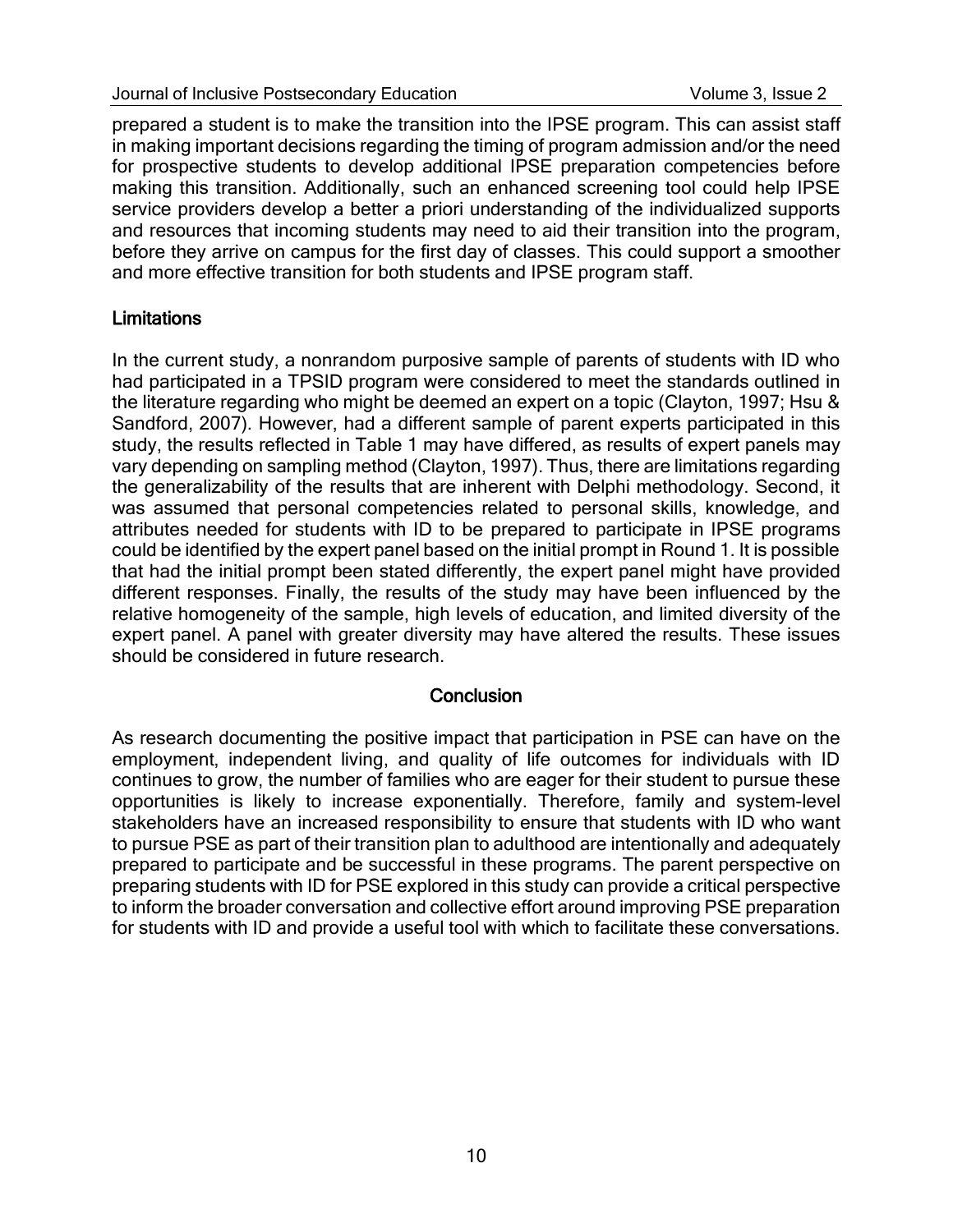prepared a student is to make the transition into the IPSE program. This can assist staff in making important decisions regarding the timing of program admission and/or the need for prospective students to develop additional IPSE preparation competencies before making this transition. Additionally, such an enhanced screening tool could help IPSE service providers develop a better a priori understanding of the individualized supports and resources that incoming students may need to aid their transition into the program, before they arrive on campus for the first day of classes. This could support a smoother and more effective transition for both students and IPSE program staff.

### Limitations

In the current study, a nonrandom purposive sample of parents of students with ID who had participated in a TPSID program were considered to meet the standards outlined in the literature regarding who might be deemed an expert on a topic (Clayton, 1997; Hsu & Sandford, 2007). However, had a different sample of parent experts participated in this study, the results reflected in Table 1 may have differed, as results of expert panels may vary depending on sampling method (Clayton, 1997). Thus, there are limitations regarding the generalizability of the results that are inherent with Delphi methodology. Second, it was assumed that personal competencies related to personal skills, knowledge, and attributes needed for students with ID to be prepared to participate in IPSE programs could be identified by the expert panel based on the initial prompt in Round 1. It is possible that had the initial prompt been stated differently, the expert panel might have provided different responses. Finally, the results of the study may have been influenced by the relative homogeneity of the sample, high levels of education, and limited diversity of the expert panel. A panel with greater diversity may have altered the results. These issues should be considered in future research.

## Conclusion

As research documenting the positive impact that participation in PSE can have on the employment, independent living, and quality of life outcomes for individuals with ID continues to grow, the number of families who are eager for their student to pursue these opportunities is likely to increase exponentially. Therefore, family and system-level stakeholders have an increased responsibility to ensure that students with ID who want to pursue PSE as part of their transition plan to adulthood are intentionally and adequately prepared to participate and be successful in these programs. The parent perspective on preparing students with ID for PSE explored in this study can provide a critical perspective to inform the broader conversation and collective effort around improving PSE preparation for students with ID and provide a useful tool with which to facilitate these conversations.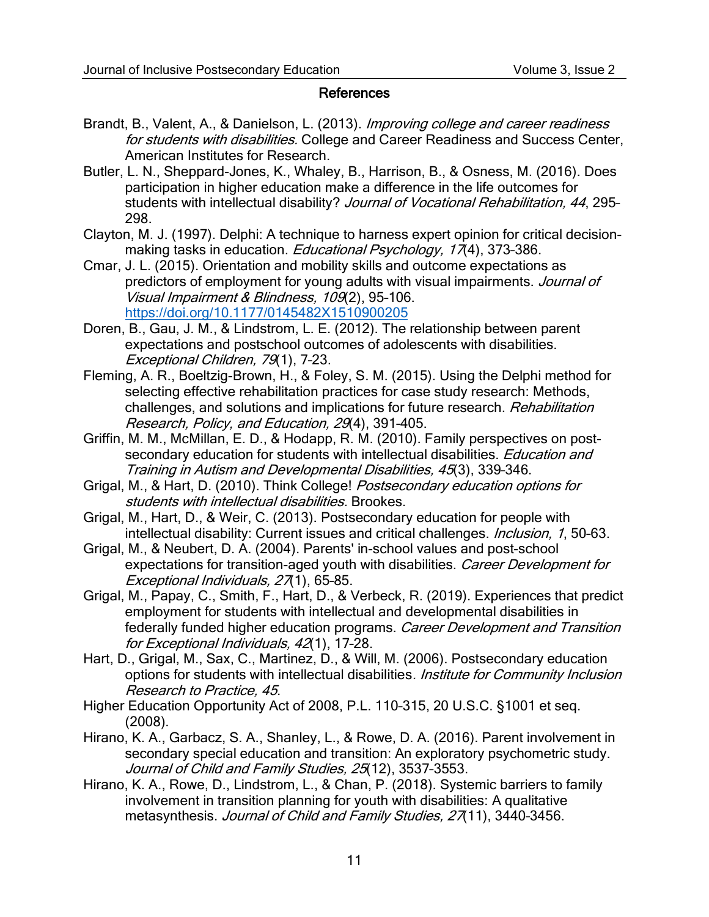## References

Brandt, B., Valent, A., & Danielson, L. (2013). *Improving college and career readiness for students with disabilities*. College and Career Readiness and Success Center, American Institutes for Research.

Butler, L. N., Sheppard-Jones, K., Whaley, B., Harrison, B., & Osness, M. (2016). Does participation in higher education make a difference in the life outcomes for students with intellectual disability? *Journal of Vocational Rehabilitation, 44*, 295–298.

Clayton, M. J. (1997). Delphi: A technique to harness expert opinion for critical decision-making tasks in education. *Educational Psychology, 17*(4), 373–386.

Cmar, J. L. (2015). Orientation and mobility skills and outcome expectations as predictors of employment for young adults with visual impairments. *Journal of Visual Impairment & Blindness, 109*(2), 95–106. https://doi.org/10.1177/0145482X1510900205

Doren, B., Gau, J. M., & Lindstrom, L. E. (2012). The relationship between parent expectations and postschool outcomes of adolescents with disabilities. *Exceptional Children, 79*(1), 7–23.

Fleming, A. R., Boeltzig-Brown, H., & Foley, S. M. (2015). Using the Delphi method for selecting effective rehabilitation practices for case study research: Methods, challenges, and solutions and implications for future research. *Rehabilitation Research, Policy, and Education, 29*(4), 391–405.

Griffin, M. M., McMillan, E. D., & Hodapp, R. M. (2010). Family perspectives on post-secondary education for students with intellectual disabilities. *Education and Training in Autism and Developmental Disabilities, 45*(3), 339–346.

Grigal, M., & Hart, D. (2010). Think College! *Postsecondary education options for students with intellectual disabilities.* Brookes.

Grigal, M., Hart, D., & Weir, C. (2013). Postsecondary education for people with intellectual disability: Current issues and critical challenges. *Inclusion, 1*, 50–63.

Grigal, M., & Neubert, D. A. (2004). Parents' in-school values and post-school expectations for transition-aged youth with disabilities. *Career Development for Exceptional Individuals, 27*(1), 65–85.

Grigal, M., Papay, C., Smith, F., Hart, D., & Verbeck, R. (2019). Experiences that predict employment for students with intellectual and developmental disabilities in federally funded higher education programs. *Career Development and Transition for Exceptional Individuals, 42*(1), 17–28.

Hart, D., Grigal, M., Sax, C., Martinez, D., & Will, M. (2006). Postsecondary education options for students with intellectual disabilities*. Institute for Community Inclusion Research to Practice, 45*.

Higher Education Opportunity Act of 2008, P.L. 110-315, 20 U.S.C. §1001 et seq. (2008).

Hirano, K. A., Garbacz, S. A., Shanley, L., & Rowe, D. A. (2016). Parent involvement in secondary special education and transition: An exploratory psychometric study. *Journal of Child and Family Studies, 25*(12), 3537–3553.

Hirano, K. A., Rowe, D., Lindstrom, L., & Chan, P. (2018). Systemic barriers to family involvement in transition planning for youth with disabilities: A qualitative metasynthesis. *Journal of Child and Family Studies, 27*(11), 3440–3456.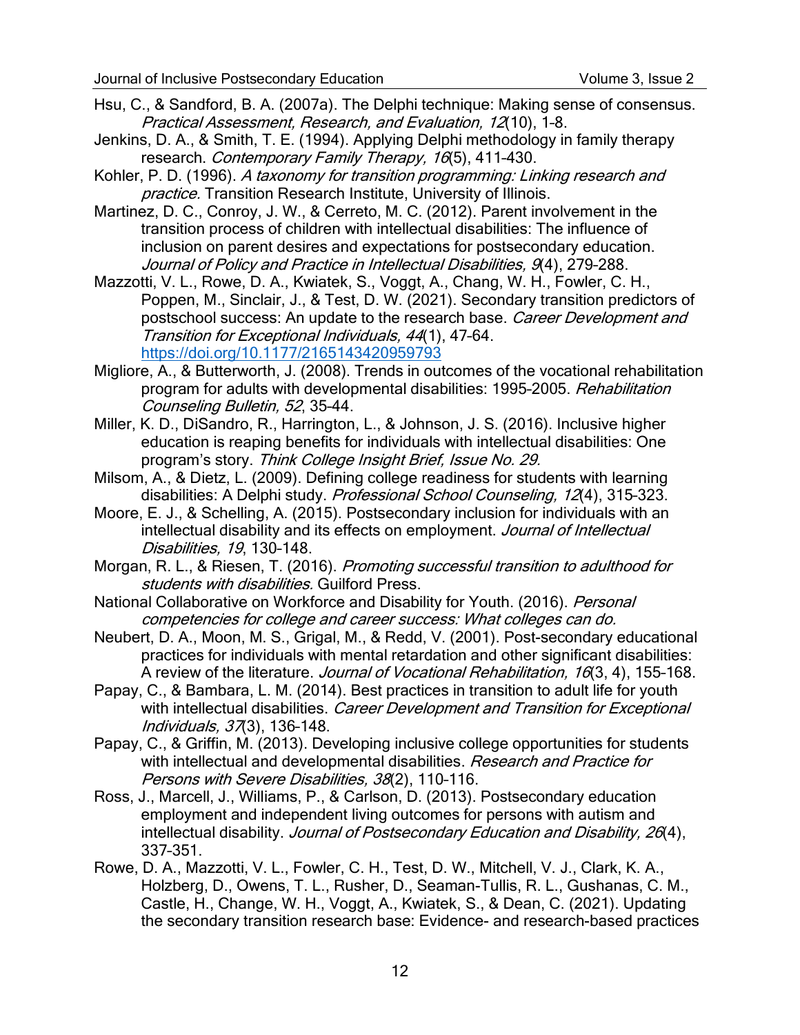Hsu, C., & Sandford, B. A. (2007a). The Delphi technique: Making sense of consensus. *Practical Assessment, Research, and Evaluation, 12*(10), 1-8.

Jenkins, D. A., & Smith, T. E. (1994). Applying Delphi methodology in family therapy research. *Contemporary Family Therapy, 16*(5), 411-430.

Kohler, P. D. (1996). *A taxonomy for transition programming: Linking research and practice*. Transition Research Institute, University of Illinois.

Martinez, D. C., Conroy, J. W., & Cerreto, M. C. (2012). Parent involvement in the transition process of children with intellectual disabilities: The influence of inclusion on parent desires and expectations for postsecondary education. *Journal of Policy and Practice in Intellectual Disabilities, 9*(4), 279-288.

Mazzotti, V. L., Rowe, D. A., Kwiatek, S., Voggt, A., Chang, W. H., Fowler, C. H., Poppen, M., Sinclair, J., & Test, D. W. (2021). Secondary transition predictors of postschool success: An update to the research base. *Career Development and Transition for Exceptional Individuals, 44*(1), 47-64. https://doi.org/10.1177/2165143420959793

Migliore, A., & Butterworth, J. (2008). Trends in outcomes of the vocational rehabilitation program for adults with developmental disabilities: 1995-2005. *Rehabilitation Counseling Bulletin, 52*, 35-44.

Miller, K. D., DiSandro, R., Harrington, L., & Johnson, J. S. (2016). Inclusive higher education is reaping benefits for individuals with intellectual disabilities: One program's story. *Think College Insight Brief, Issue No. 29.*

Milsom, A., & Dietz, L. (2009). Defining college readiness for students with learning disabilities: A Delphi study. *Professional School Counseling, 12*(4), 315-323.

Moore, E. J., & Schelling, A. (2015). Postsecondary inclusion for individuals with an intellectual disability and its effects on employment. *Journal of Intellectual Disabilities, 19*, 130-148.

Morgan, R. L., & Riesen, T. (2016). *Promoting successful transition to adulthood for students with disabilities.* Guilford Press.

National Collaborative on Workforce and Disability for Youth. (2016). *Personal competencies for college and career success: What colleges can do.*

Neubert, D. A., Moon, M. S., Grigal, M., & Redd, V. (2001). Post-secondary educational practices for individuals with mental retardation and other significant disabilities: A review of the literature. *Journal of Vocational Rehabilitation, 16*(3, 4), 155-168.

Papay, C., & Bambara, L. M. (2014). Best practices in transition to adult life for youth with intellectual disabilities. *Career Development and Transition for Exceptional Individuals, 37*(3), 136-148.

Papay, C., & Griffin, M. (2013). Developing inclusive college opportunities for students with intellectual and developmental disabilities. *Research and Practice for Persons with Severe Disabilities, 38*(2), 110-116.

Ross, J., Marcell, J., Williams, P., & Carlson, D. (2013). Postsecondary education employment and independent living outcomes for persons with autism and intellectual disability. *Journal of Postsecondary Education and Disability, 26*(4), 337-351.

Rowe, D. A., Mazzotti, V. L., Fowler, C. H., Test, D. W., Mitchell, V. J., Clark, K. A., Holzberg, D., Owens, T. L., Rusher, D., Seaman-Tullis, R. L., Gushanas, C. M., Castle, H., Change, W. H., Voggt, A., Kwiatek, S., & Dean, C. (2021). Updating the secondary transition research base: Evidence- and research-based practices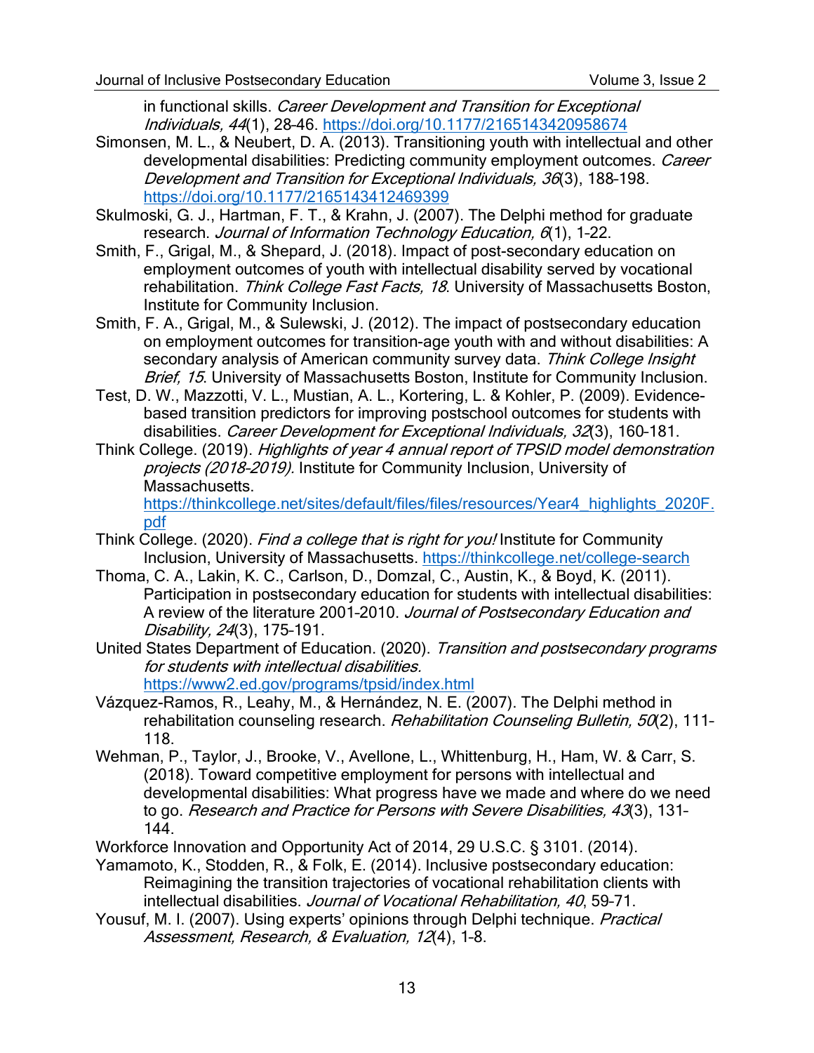in functional skills. *Career Development and Transition for Exceptional Individuals, 44*(1), 28-46. https://doi.org/10.1177/2165143420958674

Simonsen, M. L., & Neubert, D. A. (2013). Transitioning youth with intellectual and other developmental disabilities: Predicting community employment outcomes. *Career Development and Transition for Exceptional Individuals, 36*(3), 188-198. https://doi.org/10.1177/2165143412469399

Skulmoski, G. J., Hartman, F. T., & Krahn, J. (2007). The Delphi method for graduate research. *Journal of Information Technology Education, 6*(1), 1-22.

Smith, F., Grigal, M., & Shepard, J. (2018). Impact of post-secondary education on employment outcomes of youth with intellectual disability served by vocational rehabilitation. *Think College Fast Facts, 18*. University of Massachusetts Boston, Institute for Community Inclusion.

Smith, F. A., Grigal, M., & Sulewski, J. (2012). The impact of postsecondary education on employment outcomes for transition-age youth with and without disabilities: A secondary analysis of American community survey data. *Think College Insight Brief, 15*. University of Massachusetts Boston, Institute for Community Inclusion.

Test, D. W., Mazzotti, V. L., Mustian, A. L., Kortering, L. & Kohler, P. (2009). Evidence-based transition predictors for improving postschool outcomes for students with disabilities. *Career Development for Exceptional Individuals, 32*(3), 160-181.

Think College. (2019). *Highlights of year 4 annual report of TPSID model demonstration projects (2018-2019).* Institute for Community Inclusion, University of Massachusetts. https://thinkcollege.net/sites/default/files/files/resources/Year4_highlights_2020F.pdf

Think College. (2020). *Find a college that is right for you!* Institute for Community Inclusion, University of Massachusetts. https://thinkcollege.net/college-search

Thoma, C. A., Lakin, K. C., Carlson, D., Domzal, C., Austin, K., & Boyd, K. (2011). Participation in postsecondary education for students with intellectual disabilities: A review of the literature 2001-2010. *Journal of Postsecondary Education and Disability, 24*(3), 175-191.

United States Department of Education. (2020). *Transition and postsecondary programs for students with intellectual disabilities.* https://www2.ed.gov/programs/tpsid/index.html

Vázquez-Ramos, R., Leahy, M., & Hernández, N. E. (2007). The Delphi method in rehabilitation counseling research. *Rehabilitation Counseling Bulletin, 50*(2), 111-118.

Wehman, P., Taylor, J., Brooke, V., Avellone, L., Whittenburg, H., Ham, W. & Carr, S. (2018). Toward competitive employment for persons with intellectual and developmental disabilities: What progress have we made and where do we need to go. *Research and Practice for Persons with Severe Disabilities, 43*(3), 131-144.

Workforce Innovation and Opportunity Act of 2014, 29 U.S.C. § 3101. (2014).

Yamamoto, K., Stodden, R., & Folk, E. (2014). Inclusive postsecondary education: Reimagining the transition trajectories of vocational rehabilitation clients with intellectual disabilities. *Journal of Vocational Rehabilitation, 40*, 59-71.

Yousuf, M. I. (2007). Using experts' opinions through Delphi technique. *Practical Assessment, Research, & Evaluation, 12*(4), 1-8.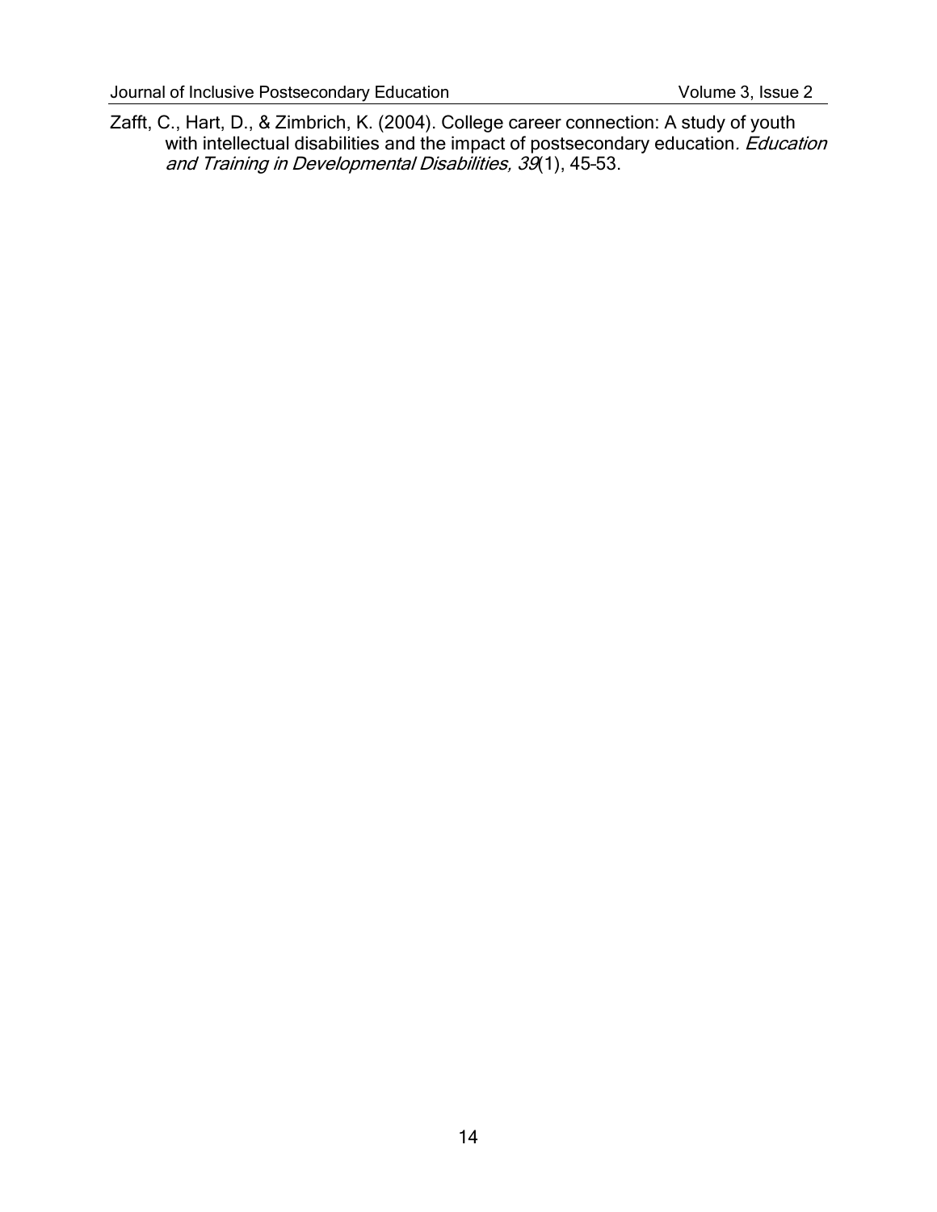Zafft, C., Hart, D., & Zimbrich, K. (2004). College career connection: A study of youth with intellectual disabilities and the impact of postsecondary education. *Education and Training in Developmental Disabilities, 39*(1), 45-53.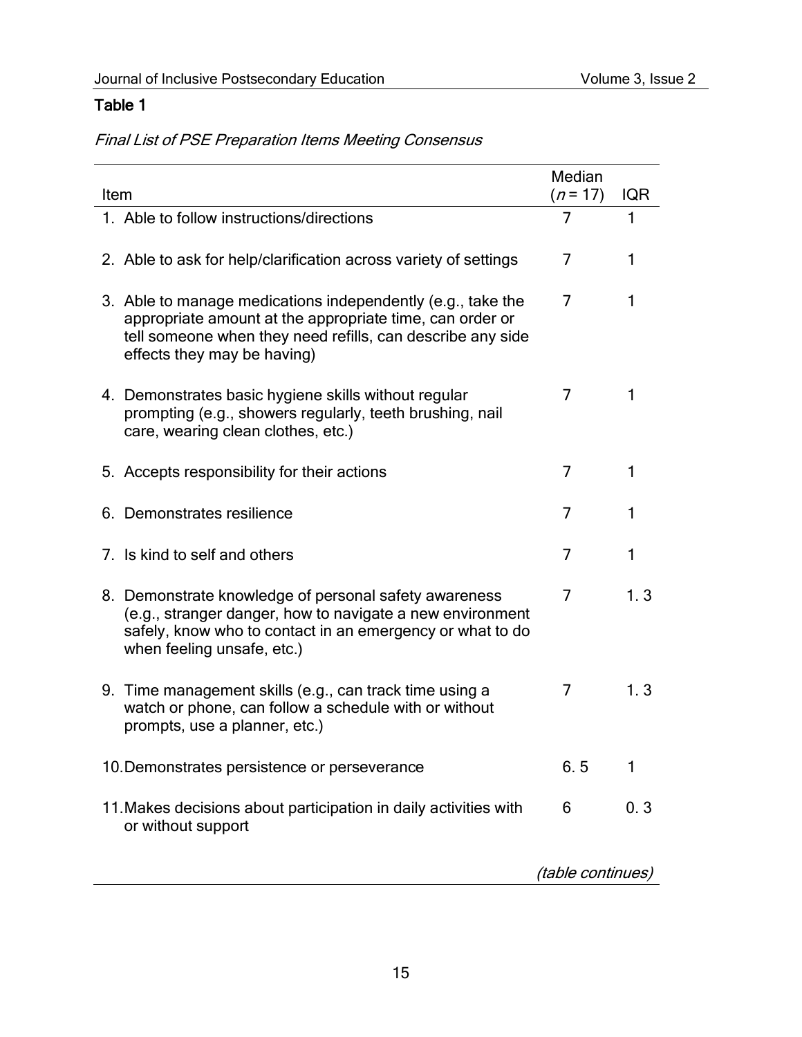**Table 1**

*Final List of PSE Preparation Items Meeting Consensus*

| Item | Median ($n$ = 17) | IQR |
|---|---|---|
| 1. Able to follow instructions/directions | 7 | 1 |
| 2. Able to ask for help/clarification across variety of settings | 7 | 1 |
| 3. Able to manage medications independently (e.g., take the appropriate amount at the appropriate time, can order or tell someone when they need refills, can describe any side effects they may be having) | 7 | 1 |
| 4. Demonstrates basic hygiene skills without regular prompting (e.g., showers regularly, teeth brushing, nail care, wearing clean clothes, etc.) | 7 | 1 |
| 5. Accepts responsibility for their actions | 7 | 1 |
| 6. Demonstrates resilience | 7 | 1 |
| 7. Is kind to self and others | 7 | 1 |
| 8. Demonstrate knowledge of personal safety awareness (e.g., stranger danger, how to navigate a new environment safely, know who to contact in an emergency or what to do when feeling unsafe, etc.) | 7 | 1. 3 |
| 9. Time management skills (e.g., can track time using a watch or phone, can follow a schedule with or without prompts, use a planner, etc.) | 7 | 1. 3 |
| 10. Demonstrates persistence or perseverance | 6. 5 | 1 |
| 11. Makes decisions about participation in daily activities with or without support | 6 | 0. 3 |

*(table continues)*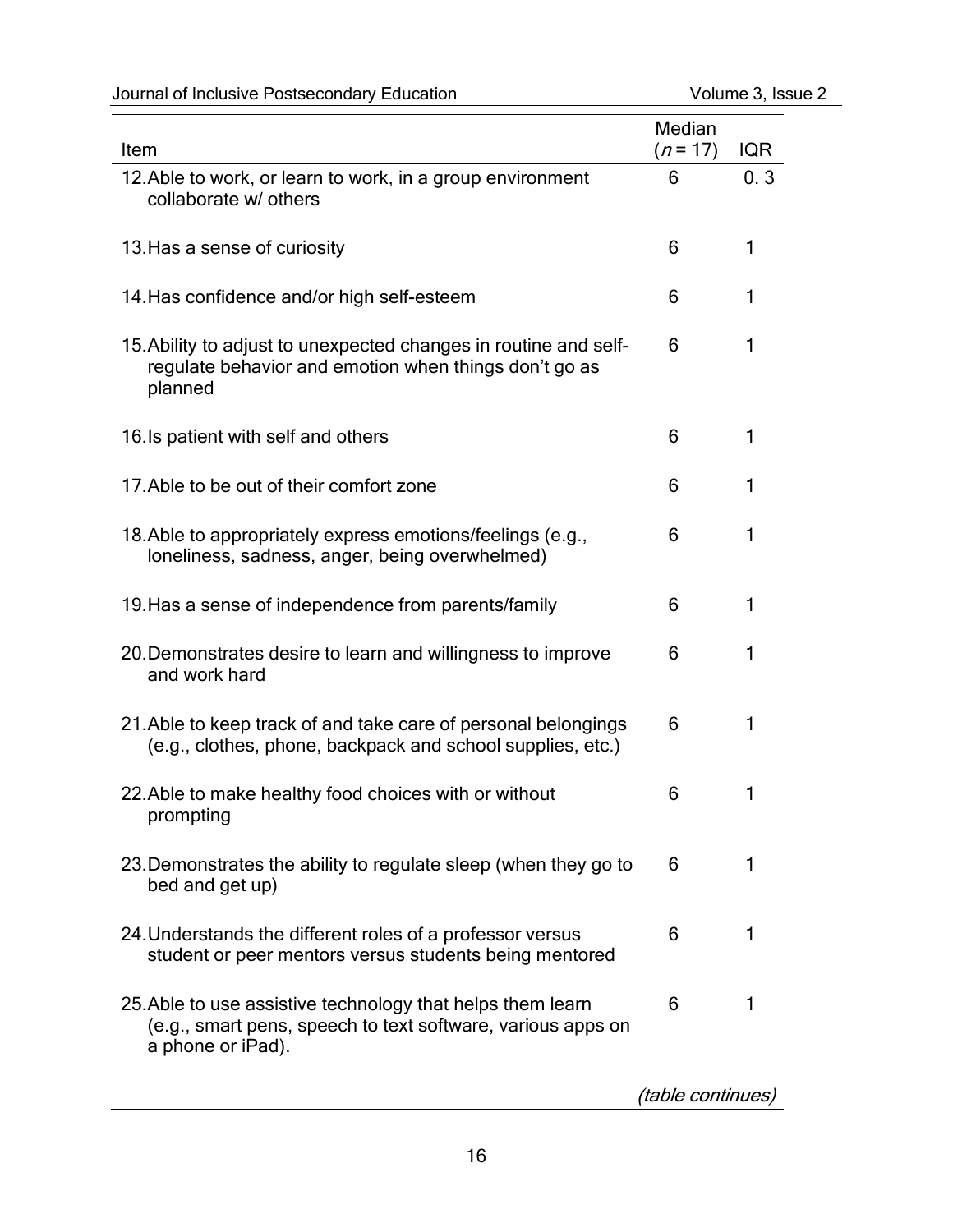| Item | Median ($n$ = 17) | IQR |
|---|---|---|
| 12. Able to work, or learn to work, in a group environment collaborate w/ others | 6 | 0. 3 |
| 13. Has a sense of curiosity | 6 | 1 |
| 14. Has confidence and/or high self-esteem | 6 | 1 |
| 15. Ability to adjust to unexpected changes in routine and self-regulate behavior and emotion when things don't go as planned | 6 | 1 |
| 16. Is patient with self and others | 6 | 1 |
| 17. Able to be out of their comfort zone | 6 | 1 |
| 18. Able to appropriately express emotions/feelings (e.g., loneliness, sadness, anger, being overwhelmed) | 6 | 1 |
| 19. Has a sense of independence from parents/family | 6 | 1 |
| 20. Demonstrates desire to learn and willingness to improve and work hard | 6 | 1 |
| 21. Able to keep track of and take care of personal belongings (e.g., clothes, phone, backpack and school supplies, etc.) | 6 | 1 |
| 22. Able to make healthy food choices with or without prompting | 6 | 1 |
| 23. Demonstrates the ability to regulate sleep (when they go to bed and get up) | 6 | 1 |
| 24. Understands the different roles of a professor versus student or peer mentors versus students being mentored | 6 | 1 |
| 25. Able to use assistive technology that helps them learn (e.g., smart pens, speech to text software, various apps on a phone or iPad). | 6 | 1 |

*(table continues)*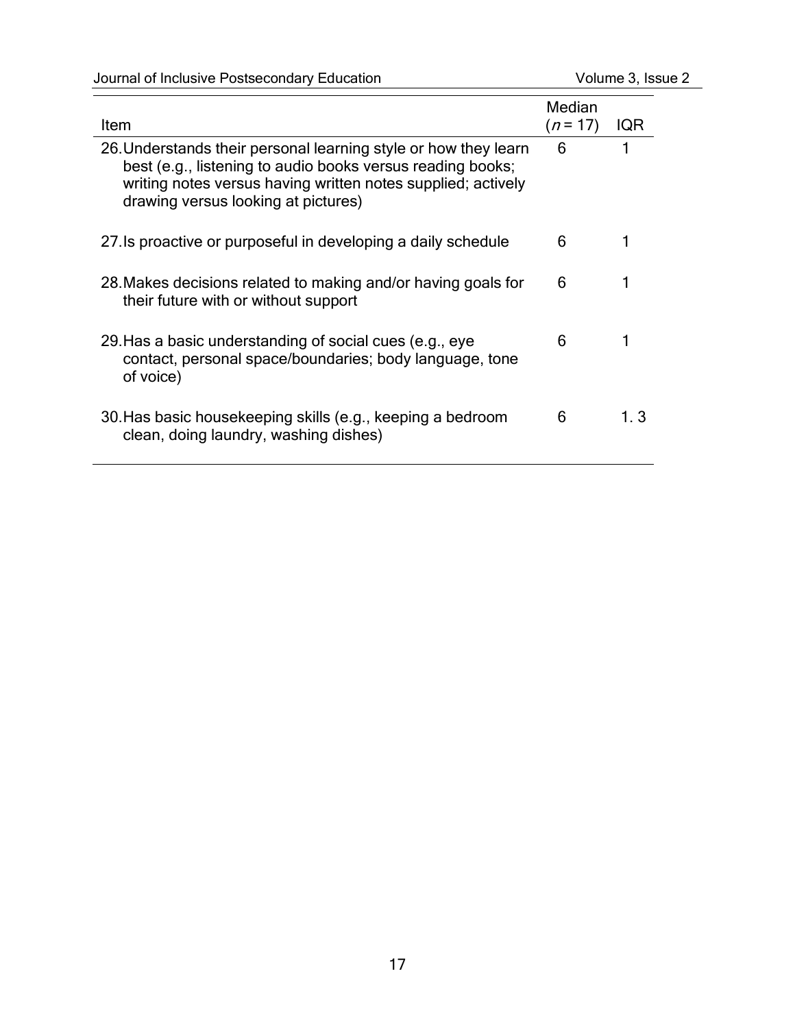| Item | Median ($n$ = 17) | IQR |
|---|---|---|
| 26. Understands their personal learning style or how they learn best (e.g., listening to audio books versus reading books; writing notes versus having written notes supplied; actively drawing versus looking at pictures) | 6 | 1 |
| 27. Is proactive or purposeful in developing a daily schedule | 6 | 1 |
| 28. Makes decisions related to making and/or having goals for their future with or without support | 6 | 1 |
| 29. Has a basic understanding of social cues (e.g., eye contact, personal space/boundaries; body language, tone of voice) | 6 | 1 |
| 30. Has basic housekeeping skills (e.g., keeping a bedroom clean, doing laundry, washing dishes) | 6 | 1. 3 |